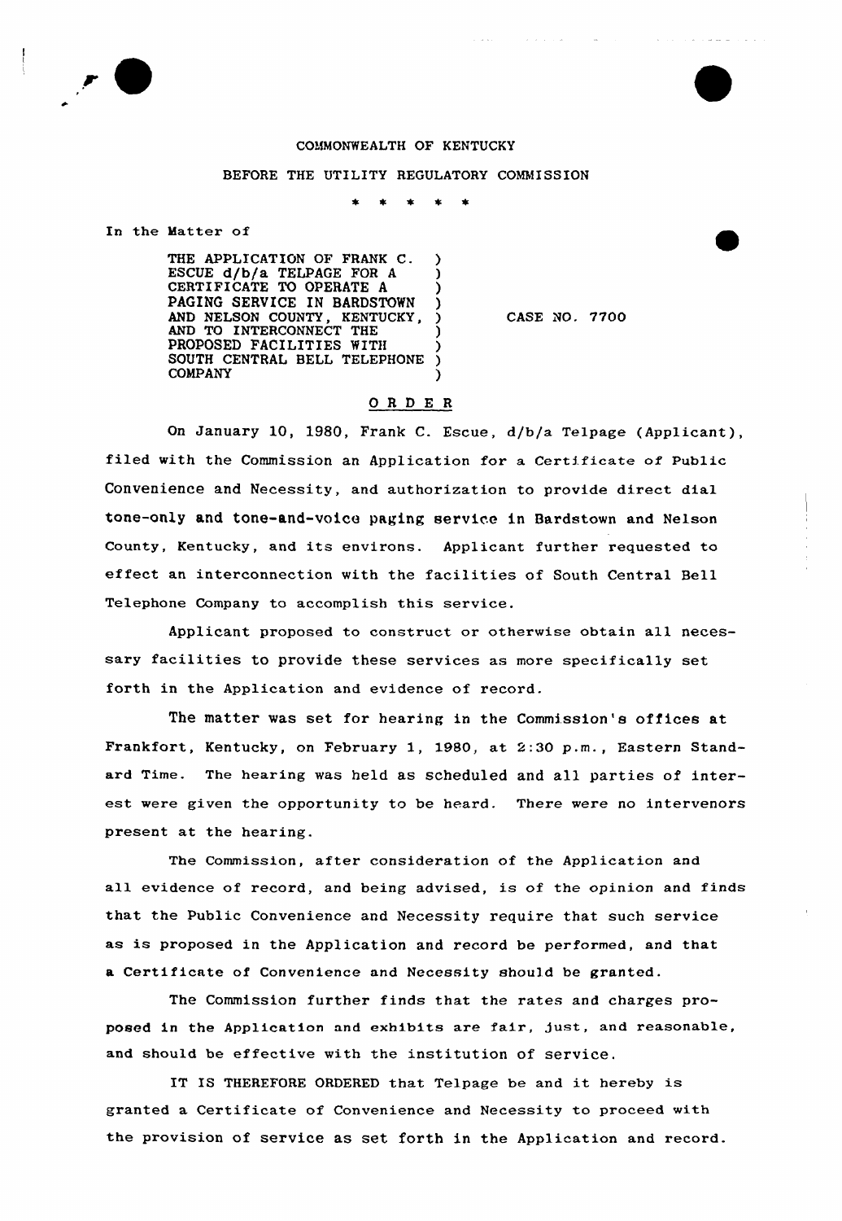COMMONWEALTH OF KENTUCKY

BEFORE THE UTILITY REGULATORY COMMISSION

\* \* \* \* \*

In the Matter of

| | |
|---|---|
| THE APPLICATION OF FRANK C. ESCUE d/b/a TELPAGE FOR A CERTIFICATE TO OPERATE A PAGING SERVICE IN BARDSTOWN AND NELSON COUNTY, KENTUCKY, AND TO INTERCONNECT THE PROPOSED FACILITIES WITH SOUTH CENTRAL BELL TELEPHONE COMPANY | CASE NO. 7700 |

## O R D E R

On January 10, 1980, Frank C. Escue, d/b/a Telpage (Applicant), filed with the Commission an Application for a Certificate of Public Convenience and Necessity, and authorization to provide direct dial tone-only and tone-and-voice paging service in Bardstown and Nelson County, Kentucky, and its environs. Applicant further requested to effect an interconnection with the facilities of South Central Bell Telephone Company to accomplish this service.

Applicant proposed to construct or otherwise obtain all necessary facilities to provide these services as more specifically set forth in the Application and evidence of record.

The matter was set for hearing in the Commission's offices at Frankfort, Kentucky, on February 1, 1980, at 2:30 p.m., Eastern Standard Time. The hearing was held as scheduled and all parties of interest were given the opportunity to be heard. There were no intervenors present at the hearing.

The Commission, after consideration of the Application and all evidence of record, and being advised, is of the opinion and finds that the Public Convenience and Necessity require that such service as is proposed in the Application and record be performed, and that a Certificate of Convenience and Necessity should be granted.

The Commission further finds that the rates and charges proposed in the Application and exhibits are fair, just, and reasonable, and should be effective with the institution of service.

IT IS THEREFORE ORDERED that Telpage be and it hereby is granted a Certificate of Convenience and Necessity to proceed with the provision of service as set forth in the Application and record.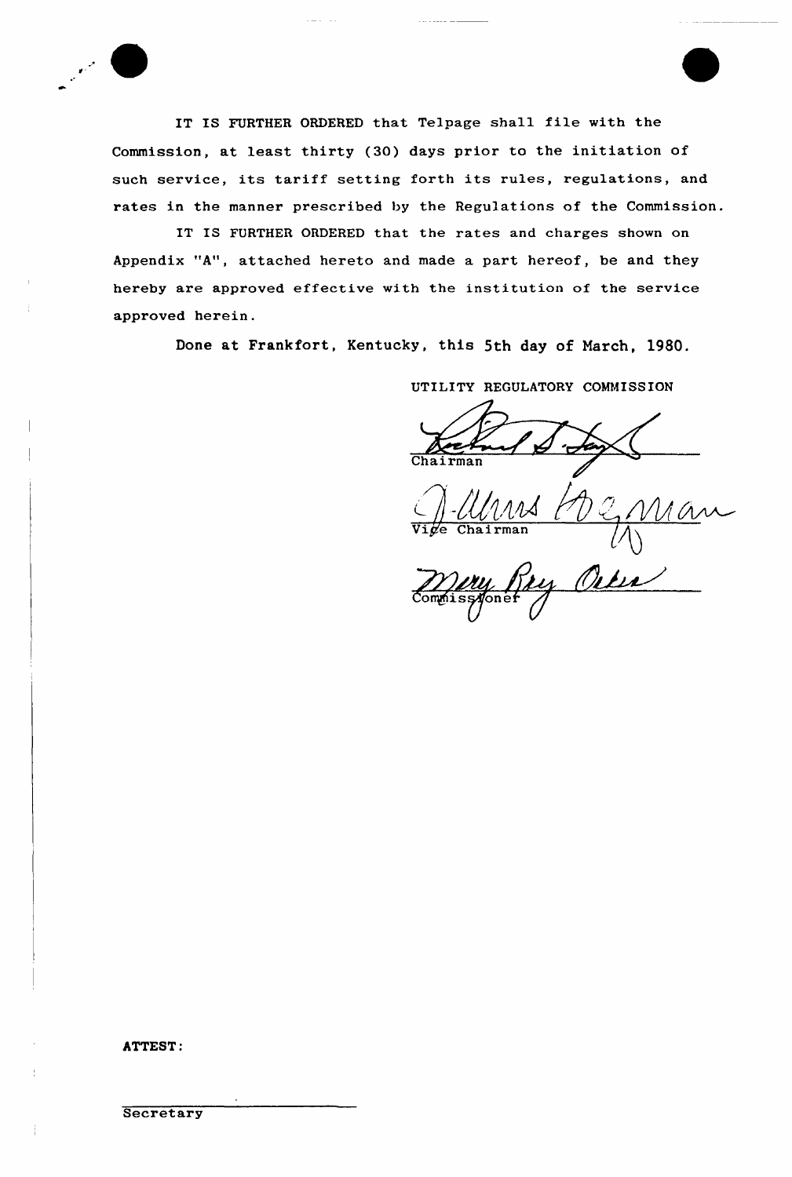IT IS FURTHER ORDERED that Telpage shall file with the Commission, at least thirty (30) days prior to the initiation of such service, its tariff setting forth its rules, regulations, and rates in the manner prescribed by the Regulations of the Commission.

IT IS FURTHER ORDERED that the rates and charges shown on Appendix "A", attached hereto and made a part hereof, be and they hereby are approved effective with the institution of the service approved herein.

Done at Frankfort, Kentucky, this 5th day of March, 1980.

UTILITY REGULATORY COMMISSION

Chairman

Vice Chairman

Commissioner

ATTEST:

Secretary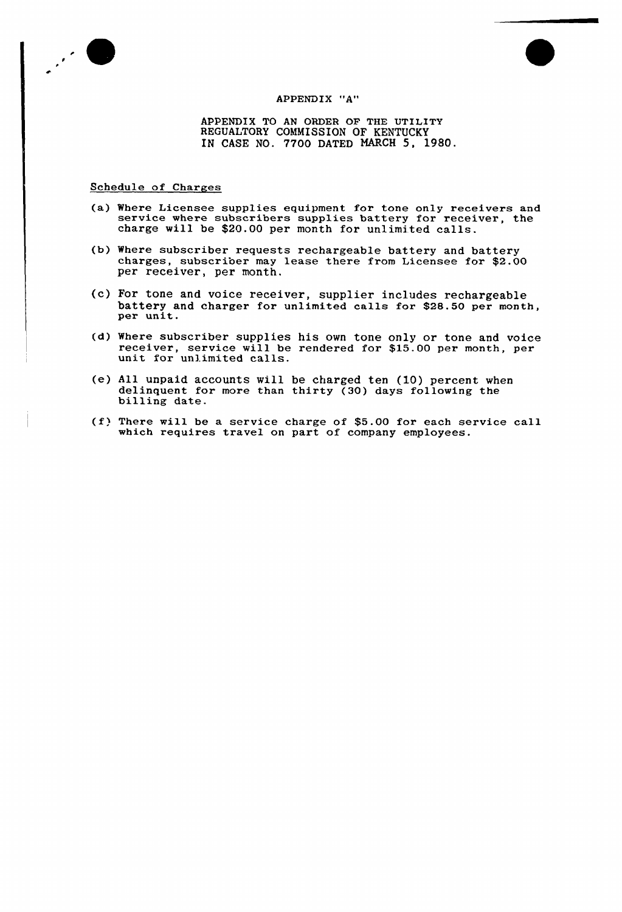APPENDIX "A"

APPENDIX TO AN ORDER OF THE UTILITY REGUALTORY COMMISSION OF KENTUCKY IN CASE NO. 7700 DATED MARCH 5, 1980.

<u>Schedule of Charges</u>

(a) Where Licensee supplies equipment for tone only receivers and service where subscribers supplies battery for receiver, the charge will be $20.00 per month for unlimited calls.

(b) Where subscriber requests rechargeable battery and battery charges, subscriber may lease there from Licensee for $2.00 per receiver, per month.

(c) For tone and voice receiver, supplier includes rechargeable battery and charger for unlimited calls for $28.50 per month, per unit.

(d) Where subscriber supplies his own tone only or tone and voice receiver, service will be rendered for $15.00 per month, per unit for unlimited calls.

(e) All unpaid accounts will be charged ten (10) percent when delinquent for more than thirty (30) days following the billing date.

(f) There will be a service charge of $5.00 for each service call which requires travel on part of company employees.